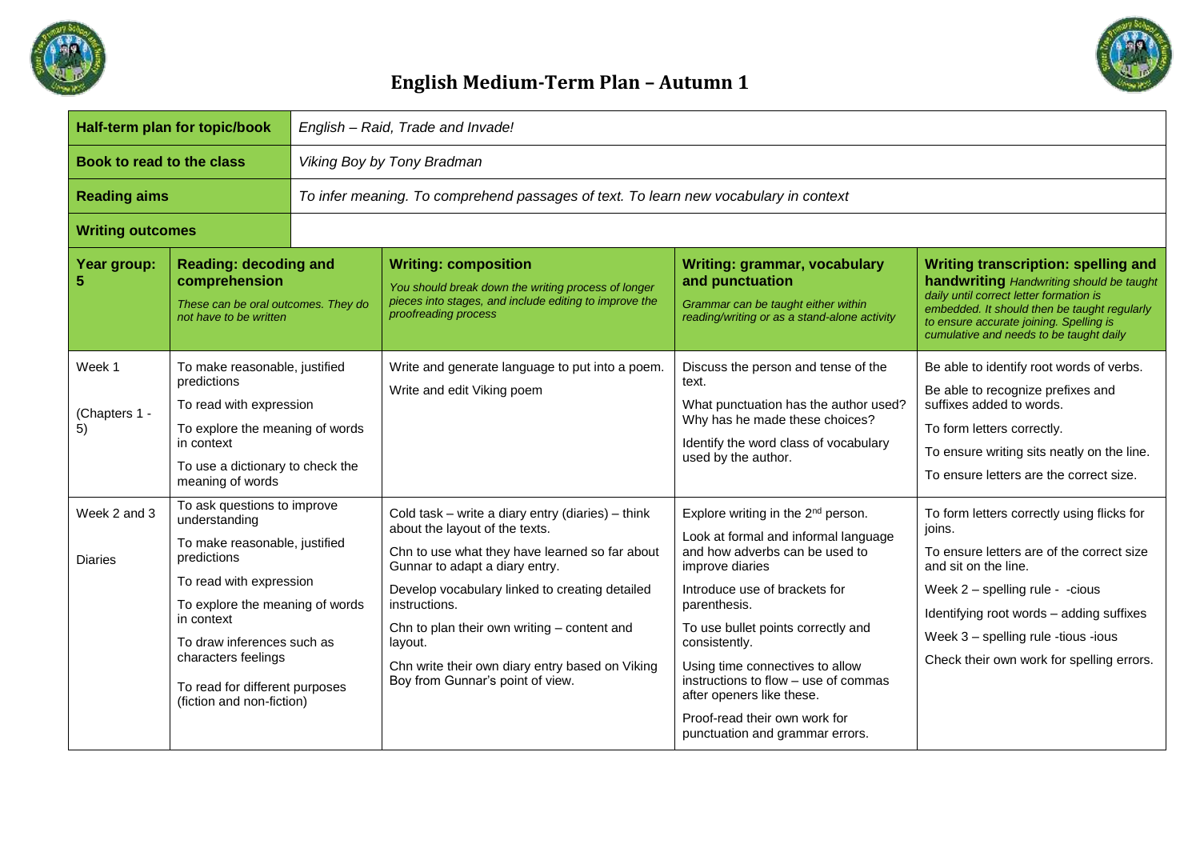# English Medium-Term Plan – Autumn 1

| Half-term plan for topic/book | *English – Raid, Trade and Invade!* |
|---|---|
| **Book to read to the class** | *Viking Boy by Tony Bradman* |
| **Reading aims** | *To infer meaning. To comprehend passages of text. To learn new vocabulary in context* |
| **Writing outcomes** | |

| Year group: 5 | Reading: decoding and comprehension<br>*These can be oral outcomes. They do not have to be written* | Writing: composition<br>*You should break down the writing process of longer pieces into stages, and include editing to improve the proofreading process* | Writing: grammar, vocabulary and punctuation<br>*Grammar can be taught either within reading/writing or as a stand-alone activity* | Writing transcription: spelling and handwriting *Handwriting should be taught daily until correct letter formation is embedded. It should then be taught regularly to ensure accurate joining. Spelling is cumulative and needs to be taught daily* |
|---|---|---|---|---|
| Week 1<br><br>(Chapters 1 - 5) | To make reasonable, justified predictions<br>To read with expression<br>To explore the meaning of words in context<br>To use a dictionary to check the meaning of words | Write and generate language to put into a poem.<br>Write and edit Viking poem | Discuss the person and tense of the text.<br>What punctuation has the author used? Why has he made these choices?<br>Identify the word class of vocabulary used by the author. | Be able to identify root words of verbs.<br>Be able to recognize prefixes and suffixes added to words.<br>To form letters correctly.<br>To ensure writing sits neatly on the line.<br>To ensure letters are the correct size. |
| Week 2 and 3<br><br>Diaries | To ask questions to improve understanding<br>To make reasonable, justified predictions<br>To read with expression<br>To explore the meaning of words in context<br>To draw inferences such as characters feelings<br>To read for different purposes (fiction and non-fiction) | Cold task – write a diary entry (diaries) – think about the layout of the texts.<br>Chn to use what they have learned so far about Gunnar to adapt a diary entry.<br>Develop vocabulary linked to creating detailed instructions.<br>Chn to plan their own writing – content and layout.<br>Chn write their own diary entry based on Viking Boy from Gunnar's point of view. | Explore writing in the 2nd person.<br>Look at formal and informal language and how adverbs can be used to improve diaries<br>Introduce use of brackets for parenthesis.<br>To use bullet points correctly and consistently.<br>Using time connectives to allow instructions to flow – use of commas after openers like these.<br>Proof-read their own work for punctuation and grammar errors. | To form letters correctly using flicks for joins.<br>To ensure letters are of the correct size and sit on the line.<br>Week 2 – spelling rule - -cious<br>Identifying root words – adding suffixes<br>Week 3 – spelling rule -tious -ious<br>Check their own work for spelling errors. |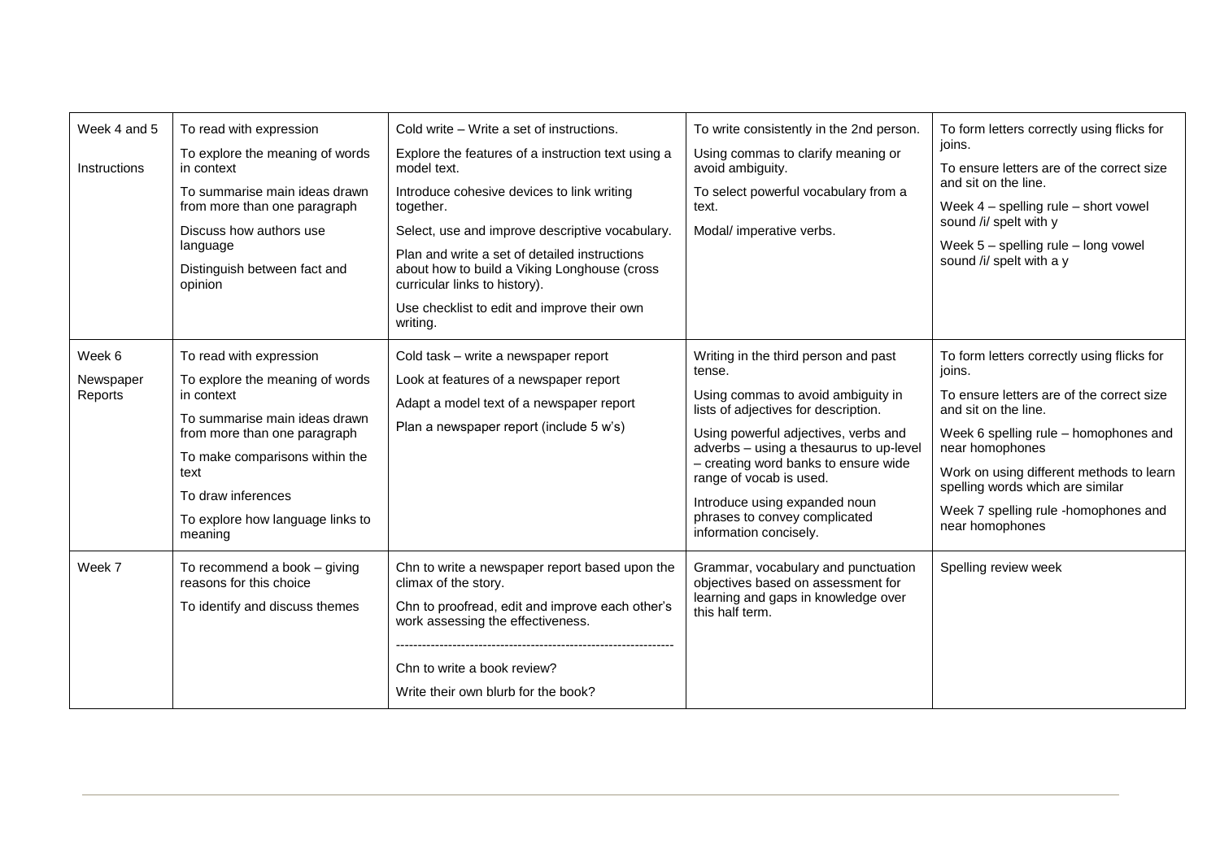| | | | | |
|---|---|---|---|---|
| Week 4 and 5<br><br>Instructions | To read with expression<br><br>To explore the meaning of words in context<br><br>To summarise main ideas drawn from more than one paragraph<br><br>Discuss how authors use language<br><br>Distinguish between fact and opinion | Cold write – Write a set of instructions.<br><br>Explore the features of a instruction text using a model text.<br><br>Introduce cohesive devices to link writing together.<br><br>Select, use and improve descriptive vocabulary.<br><br>Plan and write a set of detailed instructions about how to build a Viking Longhouse (cross curricular links to history).<br><br>Use checklist to edit and improve their own writing. | To write consistently in the 2nd person.<br><br>Using commas to clarify meaning or avoid ambiguity.<br><br>To select powerful vocabulary from a text.<br><br>Modal/ imperative verbs. | To form letters correctly using flicks for joins.<br><br>To ensure letters are of the correct size and sit on the line.<br><br>Week 4 – spelling rule – short vowel sound /i/ spelt with y<br><br>Week 5 – spelling rule – long vowel sound /i/ spelt with a y |
| Week 6<br><br>Newspaper Reports | To read with expression<br><br>To explore the meaning of words in context<br><br>To summarise main ideas drawn from more than one paragraph<br><br>To make comparisons within the text<br><br>To draw inferences<br><br>To explore how language links to meaning | Cold task – write a newspaper report<br><br>Look at features of a newspaper report<br><br>Adapt a model text of a newspaper report<br><br>Plan a newspaper report (include 5 w's) | Writing in the third person and past tense.<br><br>Using commas to avoid ambiguity in lists of adjectives for description.<br><br>Using powerful adjectives, verbs and adverbs – using a thesaurus to up-level – creating word banks to ensure wide range of vocab is used.<br><br>Introduce using expanded noun phrases to convey complicated information concisely. | To form letters correctly using flicks for joins.<br><br>To ensure letters are of the correct size and sit on the line.<br><br>Week 6 spelling rule – homophones and near homophones<br><br>Work on using different methods to learn spelling words which are similar<br><br>Week 7 spelling rule -homophones and near homophones |
| Week 7 | To recommend a book – giving reasons for this choice<br><br>To identify and discuss themes | Chn to write a newspaper report based upon the climax of the story.<br><br>Chn to proofread, edit and improve each other's work assessing the effectiveness.<br><br>----------------------------------------------------------------<br><br>Chn to write a book review?<br><br>Write their own blurb for the book? | Grammar, vocabulary and punctuation objectives based on assessment for learning and gaps in knowledge over this half term. | Spelling review week |